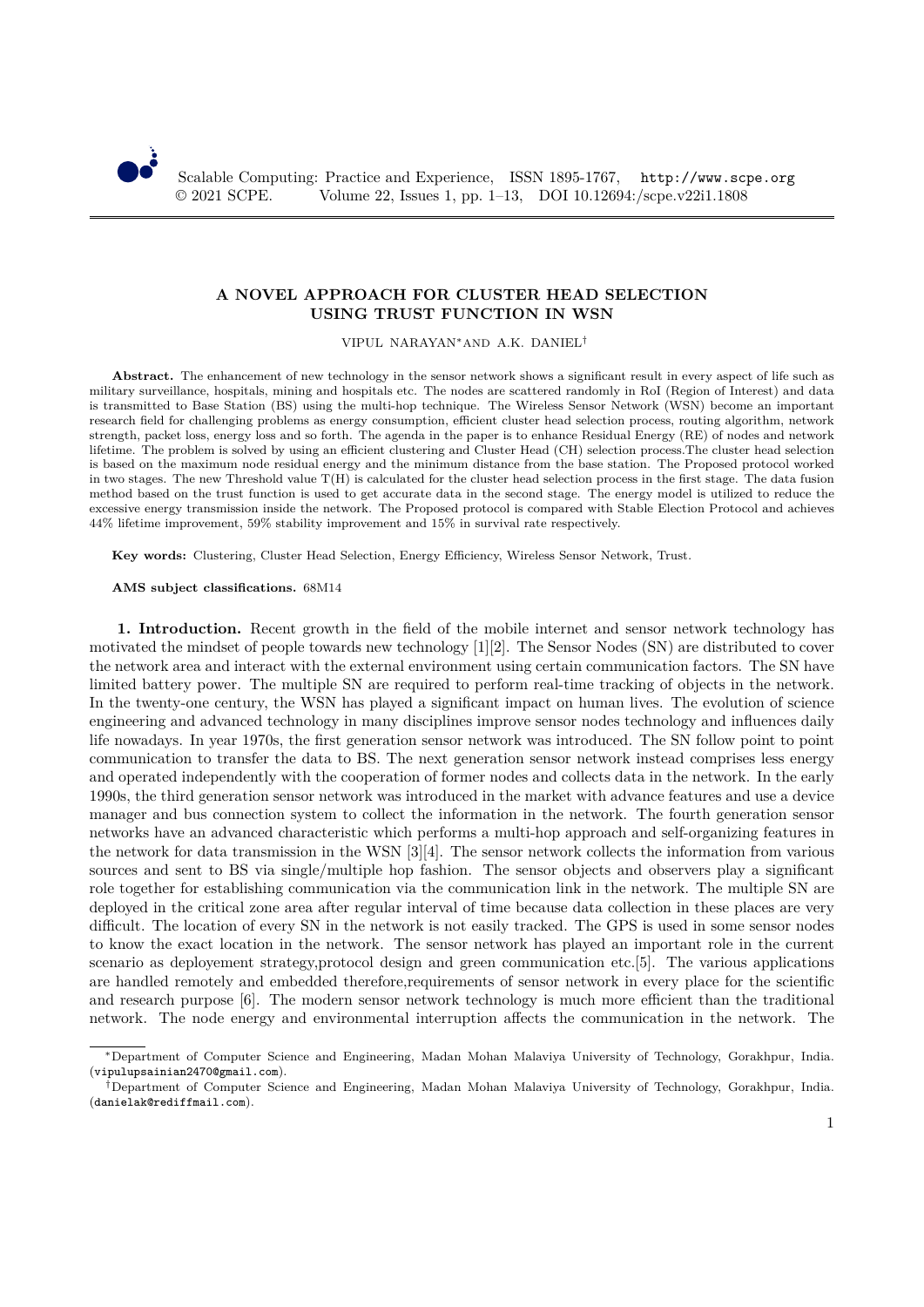# A NOVEL APPROACH FOR CLUSTER HEAD SELECTION USING TRUST FUNCTION IN WSN

VIPUL NARAYAN[*] AND A.K. DANIEL[†]

**Abstract.** The enhancement of new technology in the sensor network shows a significant result in every aspect of life such as military surveillance, hospitals, mining and hospitals etc. The nodes are scattered randomly in RoI (Region of Interest) and data is transmitted to Base Station (BS) using the multi-hop technique. The Wireless Sensor Network (WSN) become an important research field for challenging problems as energy consumption, efficient cluster head selection process, routing algorithm, network strength, packet loss, energy loss and so forth. The agenda in the paper is to enhance Residual Energy (RE) of nodes and network lifetime. The problem is solved by using an efficient clustering and Cluster Head (CH) selection process.The cluster head selection is based on the maximum node residual energy and the minimum distance from the base station. The Proposed protocol worked in two stages. The new Threshold value T(H) is calculated for the cluster head selection process in the first stage. The data fusion method based on the trust function is used to get accurate data in the second stage. The energy model is utilized to reduce the excessive energy transmission inside the network. The Proposed protocol is compared with Stable Election Protocol and achieves 44% lifetime improvement, 59% stability improvement and 15% in survival rate respectively.

**Key words:** Clustering, Cluster Head Selection, Energy Efficiency, Wireless Sensor Network, Trust.

**AMS subject classifications.** 68M14

**1. Introduction.** Recent growth in the field of the mobile internet and sensor network technology has motivated the mindset of people towards new technology [1][2]. The Sensor Nodes (SN) are distributed to cover the network area and interact with the external environment using certain communication factors. The SN have limited battery power. The multiple SN are required to perform real-time tracking of objects in the network. In the twenty-one century, the WSN has played a significant impact on human lives. The evolution of science engineering and advanced technology in many disciplines improve sensor nodes technology and influences daily life nowadays. In year 1970s, the first generation sensor network was introduced. The SN follow point to point communication to transfer the data to BS. The next generation sensor network instead comprises less energy and operated independently with the cooperation of former nodes and collects data in the network. In the early 1990s, the third generation sensor network was introduced in the market with advance features and use a device manager and bus connection system to collect the information in the network. The fourth generation sensor networks have an advanced characteristic which performs a multi-hop approach and self-organizing features in the network for data transmission in the WSN [3][4]. The sensor network collects the information from various sources and sent to BS via single/multiple hop fashion. The sensor objects and observers play a significant role together for establishing communication via the communication link in the network. The multiple SN are deployed in the critical zone area after regular interval of time because data collection in these places are very difficult. The location of every SN in the network is not easily tracked. The GPS is used in some sensor nodes to know the exact location in the network. The sensor network has played an important role in the current scenario as deployement strategy,protocol design and green communication etc.[5]. The various applications are handled remotely and embedded therefore,requirements of sensor network in every place for the scientific and research purpose [6]. The modern sensor network technology is much more efficient than the traditional network. The node energy and environmental interruption affects the communication in the network. The

---

[*] Department of Computer Science and Engineering, Madan Mohan Malaviya University of Technology, Gorakhpur, India. (vipulupsainian2470@gmail.com).

[†] Department of Computer Science and Engineering, Madan Mohan Malaviya University of Technology, Gorakhpur, India. (danielak@rediffmail.com).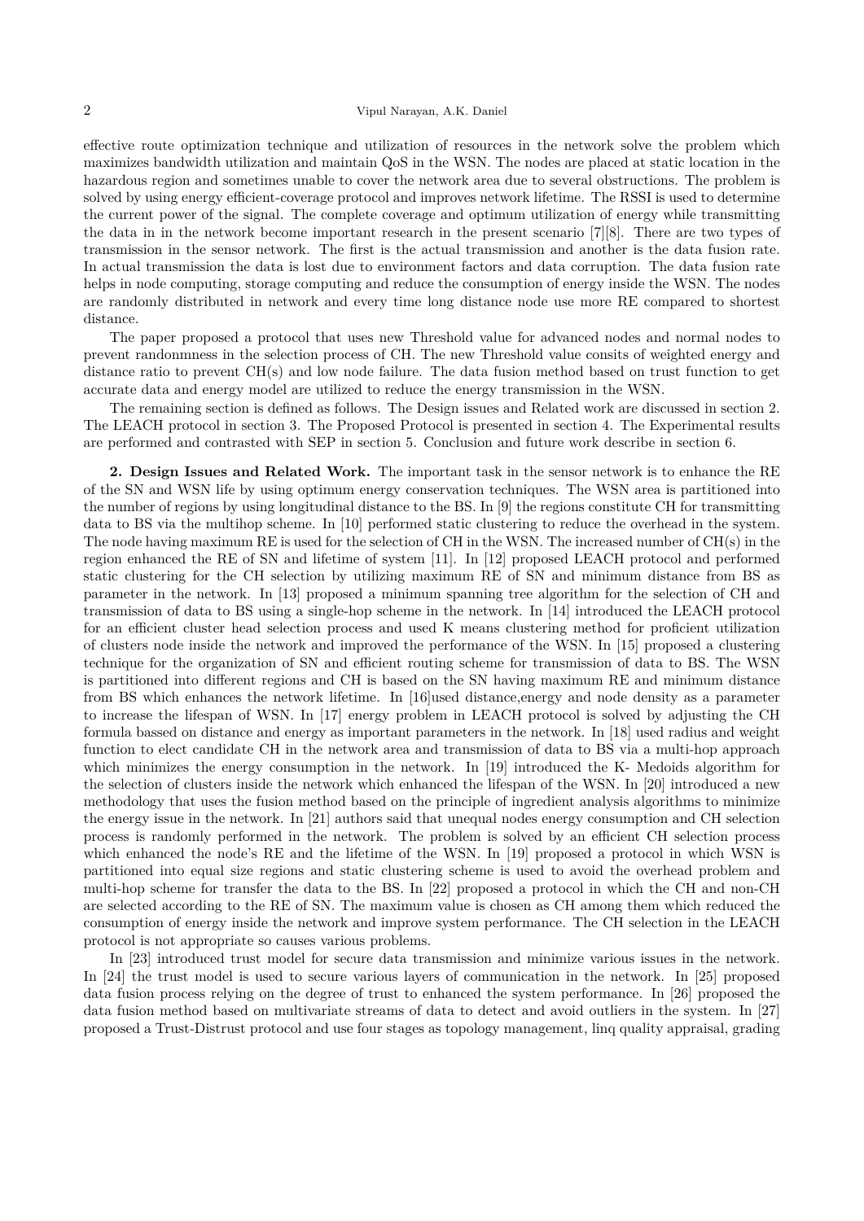effective route optimization technique and utilization of resources in the network solve the problem which maximizes bandwidth utilization and maintain QoS in the WSN. The nodes are placed at static location in the hazardous region and sometimes unable to cover the network area due to several obstructions. The problem is solved by using energy efficient-coverage protocol and improves network lifetime. The RSSI is used to determine the current power of the signal. The complete coverage and optimum utilization of energy while transmitting the data in in the network become important research in the present scenario [7][8]. There are two types of transmission in the sensor network. The first is the actual transmission and another is the data fusion rate. In actual transmission the data is lost due to environment factors and data corruption. The data fusion rate helps in node computing, storage computing and reduce the consumption of energy inside the WSN. The nodes are randomly distributed in network and every time long distance node use more RE compared to shortest distance.

The paper proposed a protocol that uses new Threshold value for advanced nodes and normal nodes to prevent randonmness in the selection process of CH. The new Threshold value consits of weighted energy and distance ratio to prevent CH(s) and low node failure. The data fusion method based on trust function to get accurate data and energy model are utilized to reduce the energy transmission in the WSN.

The remaining section is defined as follows. The Design issues and Related work are discussed in section 2. The LEACH protocol in section 3. The Proposed Protocol is presented in section 4. The Experimental results are performed and contrasted with SEP in section 5. Conclusion and future work describe in section 6.

**2. Design Issues and Related Work.** The important task in the sensor network is to enhance the RE of the SN and WSN life by using optimum energy conservation techniques. The WSN area is partitioned into the number of regions by using longitudinal distance to the BS. In [9] the regions constitute CH for transmitting data to BS via the multihop scheme. In [10] performed static clustering to reduce the overhead in the system. The node having maximum RE is used for the selection of CH in the WSN. The increased number of CH(s) in the region enhanced the RE of SN and lifetime of system [11]. In [12] proposed LEACH protocol and performed static clustering for the CH selection by utilizing maximum RE of SN and minimum distance from BS as parameter in the network. In [13] proposed a minimum spanning tree algorithm for the selection of CH and transmission of data to BS using a single-hop scheme in the network. In [14] introduced the LEACH protocol for an efficient cluster head selection process and used K means clustering method for proficient utilization of clusters node inside the network and improved the performance of the WSN. In [15] proposed a clustering technique for the organization of SN and efficient routing scheme for transmission of data to BS. The WSN is partitioned into different regions and CH is based on the SN having maximum RE and minimum distance from BS which enhances the network lifetime. In [16]used distance,energy and node density as a parameter to increase the lifespan of WSN. In [17] energy problem in LEACH protocol is solved by adjusting the CH formula bassed on distance and energy as important parameters in the network. In [18] used radius and weight function to elect candidate CH in the network area and transmission of data to BS via a multi-hop approach which minimizes the energy consumption in the network. In [19] introduced the K- Medoids algorithm for the selection of clusters inside the network which enhanced the lifespan of the WSN. In [20] introduced a new methodology that uses the fusion method based on the principle of ingredient analysis algorithms to minimize the energy issue in the network. In [21] authors said that unequal nodes energy consumption and CH selection process is randomly performed in the network. The problem is solved by an efficient CH selection process which enhanced the node's RE and the lifetime of the WSN. In [19] proposed a protocol in which WSN is partitioned into equal size regions and static clustering scheme is used to avoid the overhead problem and multi-hop scheme for transfer the data to the BS. In [22] proposed a protocol in which the CH and non-CH are selected according to the RE of SN. The maximum value is chosen as CH among them which reduced the consumption of energy inside the network and improve system performance. The CH selection in the LEACH protocol is not appropriate so causes various problems.

In [23] introduced trust model for secure data transmission and minimize various issues in the network. In [24] the trust model is used to secure various layers of communication in the network. In [25] proposed data fusion process relying on the degree of trust to enhanced the system performance. In [26] proposed the data fusion method based on multivariate streams of data to detect and avoid outliers in the system. In [27] proposed a Trust-Distrust protocol and use four stages as topology management, linq quality appraisal, grading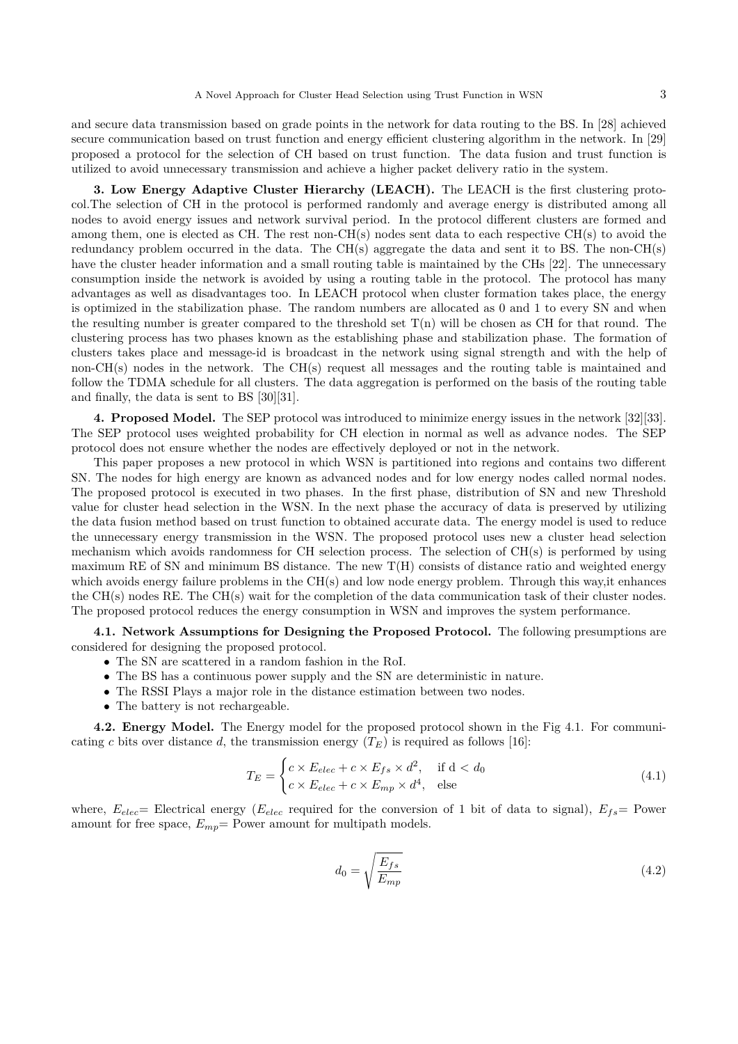and secure data transmission based on grade points in the network for data routing to the BS. In [28] achieved secure communication based on trust function and energy efficient clustering algorithm in the network. In [29] proposed a protocol for the selection of CH based on trust function. The data fusion and trust function is utilized to avoid unnecessary transmission and achieve a higher packet delivery ratio in the system.

**3. Low Energy Adaptive Cluster Hierarchy (LEACH).** The LEACH is the first clustering protocol.The selection of CH in the protocol is performed randomly and average energy is distributed among all nodes to avoid energy issues and network survival period. In the protocol different clusters are formed and among them, one is elected as CH. The rest non-CH(s) nodes sent data to each respective CH(s) to avoid the redundancy problem occurred in the data. The CH(s) aggregate the data and sent it to BS. The non-CH(s) have the cluster header information and a small routing table is maintained by the CHs [22]. The unnecessary consumption inside the network is avoided by using a routing table in the protocol. The protocol has many advantages as well as disadvantages too. In LEACH protocol when cluster formation takes place, the energy is optimized in the stabilization phase. The random numbers are allocated as 0 and 1 to every SN and when the resulting number is greater compared to the threshold set T(n) will be chosen as CH for that round. The clustering process has two phases known as the establishing phase and stabilization phase. The formation of clusters takes place and message-id is broadcast in the network using signal strength and with the help of non-CH(s) nodes in the network. The CH(s) request all messages and the routing table is maintained and follow the TDMA schedule for all clusters. The data aggregation is performed on the basis of the routing table and finally, the data is sent to BS [30][31].

**4. Proposed Model.** The SEP protocol was introduced to minimize energy issues in the network [32][33]. The SEP protocol uses weighted probability for CH election in normal as well as advance nodes. The SEP protocol does not ensure whether the nodes are effectively deployed or not in the network.

This paper proposes a new protocol in which WSN is partitioned into regions and contains two different SN. The nodes for high energy are known as advanced nodes and for low energy nodes called normal nodes. The proposed protocol is executed in two phases. In the first phase, distribution of SN and new Threshold value for cluster head selection in the WSN. In the next phase the accuracy of data is preserved by utilizing the data fusion method based on trust function to obtained accurate data. The energy model is used to reduce the unnecessary energy transmission in the WSN. The proposed protocol uses new a cluster head selection mechanism which avoids randomness for CH selection process. The selection of CH(s) is performed by using maximum RE of SN and minimum BS distance. The new T(H) consists of distance ratio and weighted energy which avoids energy failure problems in the CH(s) and low node energy problem. Through this way,it enhances the CH(s) nodes RE. The CH(s) wait for the completion of the data communication task of their cluster nodes. The proposed protocol reduces the energy consumption in WSN and improves the system performance.

**4.1. Network Assumptions for Designing the Proposed Protocol.** The following presumptions are considered for designing the proposed protocol.

- The SN are scattered in a random fashion in the RoI.
- The BS has a continuous power supply and the SN are deterministic in nature.
- The RSSI Plays a major role in the distance estimation between two nodes.
- The battery is not rechargeable.

**4.2. Energy Model.** The Energy model for the proposed protocol shown in the Fig 4.1. For communicating $c$ bits over distance $d$, the transmission energy ($T_E$) is required as follows [16]:

$$T_E = \begin{cases} c \times E_{elec} + c \times E_{fs} \times d^2, & \text{if d} < d_0 \\ c \times E_{elec} + c \times E_{mp} \times d^4, & \text{else} \end{cases} \tag{4.1}$$

where, $E_{elec}$= Electrical energy ($E_{elec}$ required for the conversion of 1 bit of data to signal), $E_{fs}$= Power amount for free space, $E_{mp}$= Power amount for multipath models.

$$d_0 = \sqrt{\frac{E_{fs}}{E_{mp}}} \tag{4.2}$$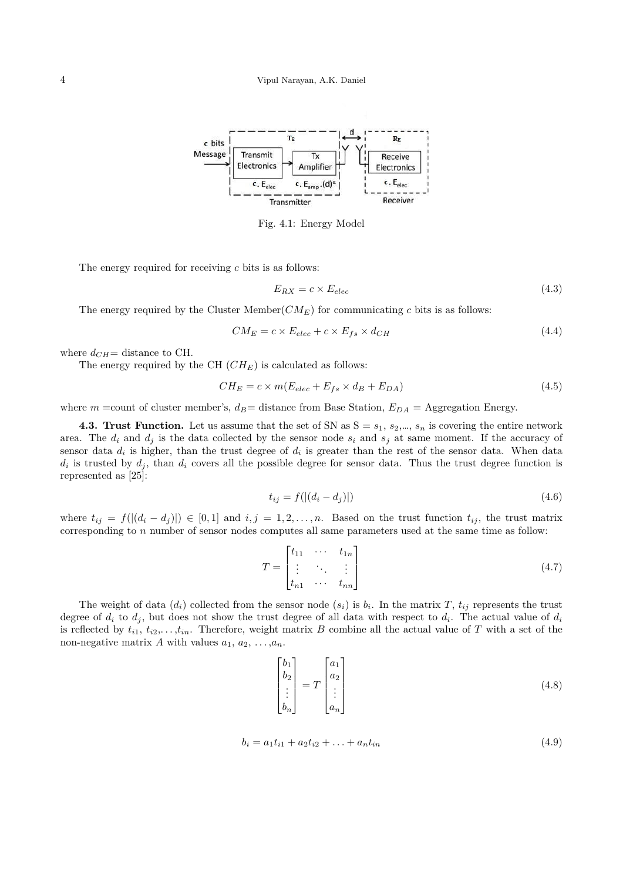Fig. 4.1: Energy Model

The energy required for receiving $c$ bits is as follows:

$$E_{RX} = c \times E_{elec} \tag{4.3}$$

The energy required by the Cluster Member($CM_E$) for communicating $c$ bits is as follows:

$$CM_E = c \times E_{elec} + c \times E_{fs} \times d_{CH} \tag{4.4}$$

where $d_{CH}$= distance to CH.

The energy required by the CH ($CH_E$) is calculated as follows:

$$CH_E = c \times m(E_{elec} + E_{fs} \times d_B + E_{DA}) \tag{4.5}$$

where $m$ =count of cluster member's, $d_B$= distance from Base Station, $E_{DA}$ = Aggregation Energy.

**4.3. Trust Function.** Let us assume that the set of SN as S = $s_1$, $s_2$,..., $s_n$ is covering the entire network area. The $d_i$ and $d_j$ is the data collected by the sensor node $s_i$ and $s_j$ at same moment. If the accuracy of sensor data $d_i$ is higher, than the trust degree of $d_i$ is greater than the rest of the sensor data. When data $d_i$ is trusted by $d_j$, than $d_i$ covers all the possible degree for sensor data. Thus the trust degree function is represented as [25]:

$$t_{ij} = f(|(d_i - d_j)|) \tag{4.6}$$

where $t_{ij} = f(|(d_i - d_j)|) \in [0, 1]$ and $i, j = 1, 2, \ldots, n$. Based on the trust function $t_{ij}$, the trust matrix corresponding to $n$ number of sensor nodes computes all same parameters used at the same time as follow:

$$T = \begin{bmatrix} t_{11} & \cdots & t_{1n} \\ \vdots & \ddots & \vdots \\ t_{n1} & \cdots & t_{nn} \end{bmatrix} \tag{4.7}$$

The weight of data ($d_i$) collected from the sensor node ($s_i$) is $b_i$. In the matrix $T$, $t_{ij}$ represents the trust degree of $d_i$ to $d_j$, but does not show the trust degree of all data with respect to $d_i$. The actual value of $d_i$ is reflected by $t_{i1}$, $t_{i2}$,...,$t_{in}$. Therefore, weight matrix $B$ combine all the actual value of $T$ with a set of the non-negative matrix $A$ with values $a_1$, $a_2$, ...,$a_n$.

$$\begin{bmatrix} b_1 \\ b_2 \\ \vdots \\ b_n \end{bmatrix} = T \begin{bmatrix} a_1 \\ a_2 \\ \vdots \\ a_n \end{bmatrix} \tag{4.8}$$

$$b_i = a_1 t_{i1} + a_2 t_{i2} + \ldots + a_n t_{in} \tag{4.9}$$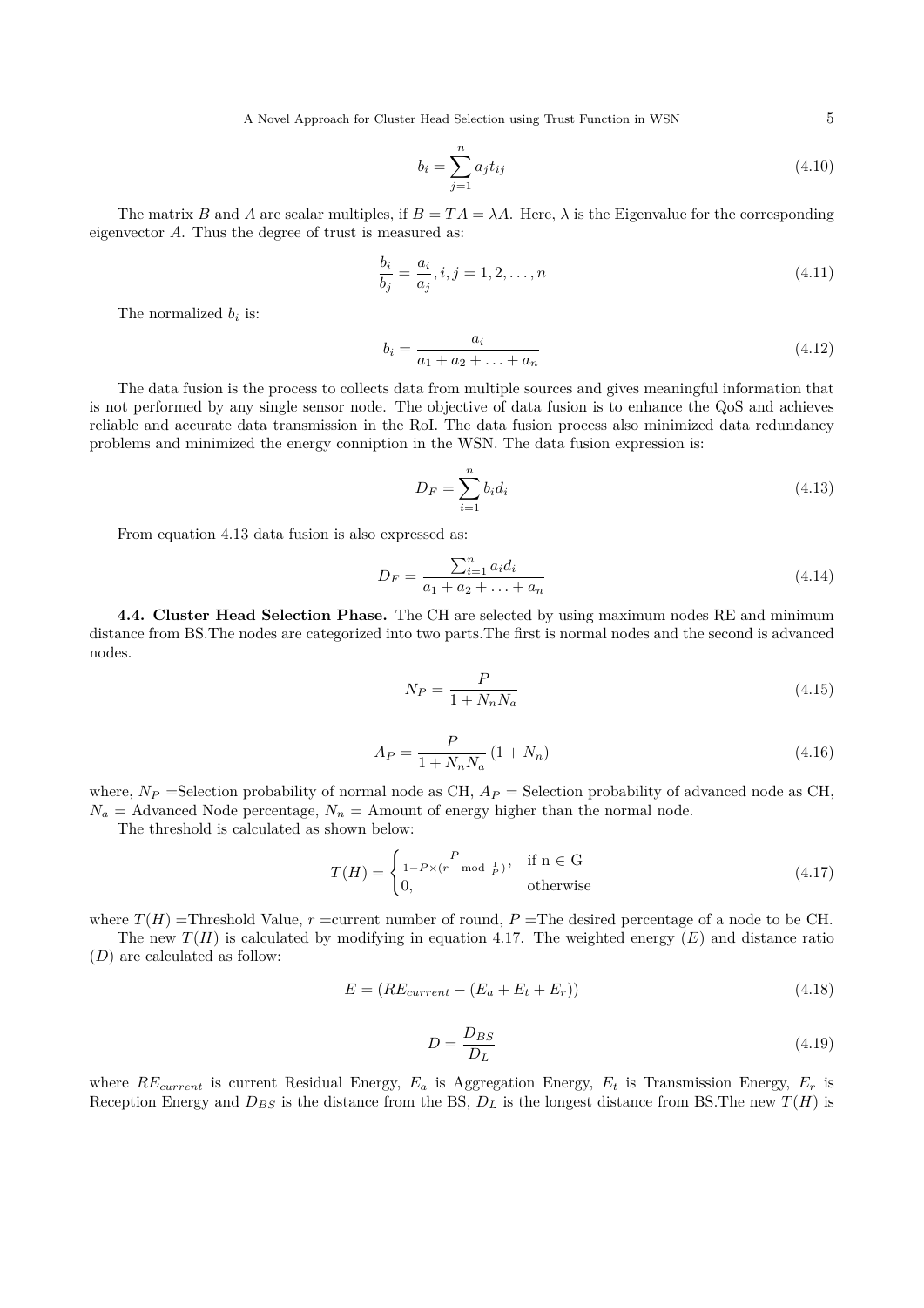$$b_i = \sum_{j=1}^{n} a_j t_{ij} \tag{4.10}$$

The matrix $B$ and $A$ are scalar multiples, if $B = TA = \lambda A$. Here, $\lambda$ is the Eigenvalue for the corresponding eigenvector $A$. Thus the degree of trust is measured as:

$$\frac{b_i}{b_j} = \frac{a_i}{a_j}, i, j = 1, 2, \ldots, n \tag{4.11}$$

The normalized $b_i$ is:

$$b_i = \frac{a_i}{a_1 + a_2 + \ldots + a_n} \tag{4.12}$$

The data fusion is the process to collects data from multiple sources and gives meaningful information that is not performed by any single sensor node. The objective of data fusion is to enhance the QoS and achieves reliable and accurate data transmission in the RoI. The data fusion process also minimized data redundancy problems and minimized the energy conniption in the WSN. The data fusion expression is:

$$D_F = \sum_{i=1}^{n} b_i d_i \tag{4.13}$$

From equation 4.13 data fusion is also expressed as:

$$D_F = \frac{\sum_{i=1}^{n} a_i d_i}{a_1 + a_2 + \ldots + a_n} \tag{4.14}$$

**4.4. Cluster Head Selection Phase.** The CH are selected by using maximum nodes RE and minimum distance from BS.The nodes are categorized into two parts.The first is normal nodes and the second is advanced nodes.

$$N_P = \frac{P}{1 + N_n N_a} \tag{4.15}$$

$$A_P = \frac{P}{1 + N_n N_a} (1 + N_n) \tag{4.16}$$

where, $N_P$ =Selection probability of normal node as CH, $A_P$ = Selection probability of advanced node as CH, $N_a$ = Advanced Node percentage, $N_n$ = Amount of energy higher than the normal node.

The threshold is calculated as shown below:

$$T(H) = \begin{cases} \frac{P}{1 - P \times (r \mod \frac{1}{P})}, & \text{if n} \in \text{G} \\ 0, & \text{otherwise} \end{cases} \tag{4.17}$$

where $T(H)$ =Threshold Value, $r$ =current number of round, $P$ =The desired percentage of a node to be CH.

The new $T(H)$ is calculated by modifying in equation 4.17. The weighted energy ($E$) and distance ratio ($D$) are calculated as follow:

$$E = (RE_{current} - (E_a + E_t + E_r)) \tag{4.18}$$

$$D = \frac{D_{BS}}{D_L} \tag{4.19}$$

where $RE_{current}$ is current Residual Energy, $E_a$ is Aggregation Energy, $E_t$ is Transmission Energy, $E_r$ is Reception Energy and $D_{BS}$ is the distance from the BS, $D_L$ is the longest distance from BS.The new $T(H)$ is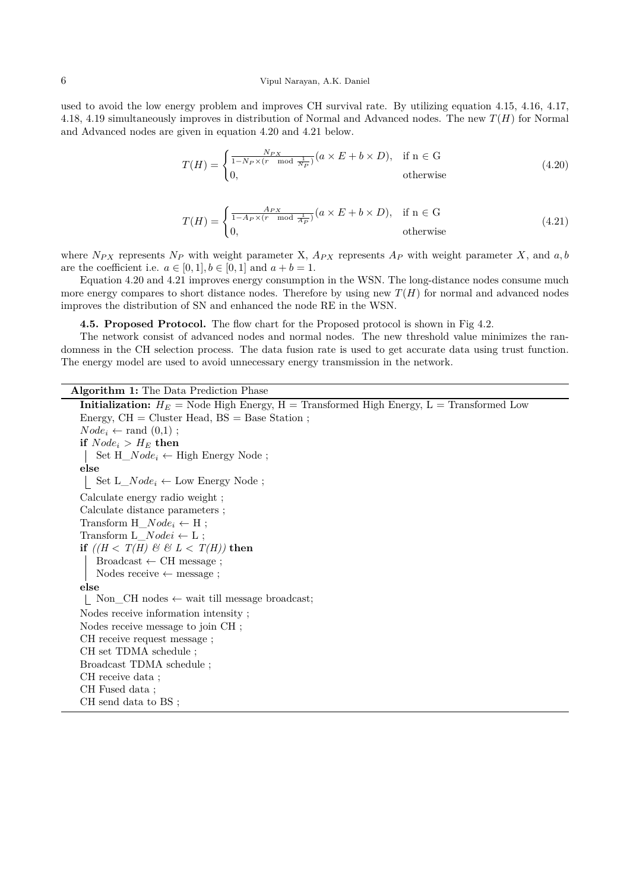used to avoid the low energy problem and improves CH survival rate. By utilizing equation 4.15, 4.16, 4.17, 4.18, 4.19 simultaneously improves in distribution of Normal and Advanced nodes. The new $T(H)$ for Normal and Advanced nodes are given in equation 4.20 and 4.21 below.

$$T(H) = \begin{cases} \frac{N_{PX}}{1 - N_P \times (r \mod \frac{1}{N_P})}(a \times E + b \times D), & \text{if n} \in \text{G} \\ 0, & \text{otherwise} \end{cases} \tag{4.20}$$

$$T(H) = \begin{cases} \frac{A_{PX}}{1 - A_P \times (r \mod \frac{1}{A_P})}(a \times E + b \times D), & \text{if n} \in \text{G} \\ 0, & \text{otherwise} \end{cases} \tag{4.21}$$

where $N_{PX}$ represents $N_P$ with weight parameter X, $A_{PX}$ represents $A_P$ with weight parameter $X$, and $a, b$ are the coefficient i.e. $a \in [0,1], b \in [0,1]$ and $a + b = 1$.

Equation 4.20 and 4.21 improves energy consumption in the WSN. The long-distance nodes consume much more energy compares to short distance nodes. Therefore by using new $T(H)$ for normal and advanced nodes improves the distribution of SN and enhanced the node RE in the WSN.

**4.5. Proposed Protocol.** The flow chart for the Proposed protocol is shown in Fig 4.2.

The network consist of advanced nodes and normal nodes. The new threshold value minimizes the randomness in the CH selection process. The data fusion rate is used to get accurate data using trust function. The energy model are used to avoid unnecessary energy transmission in the network.

**Algorithm 1:** The Data Prediction Phase

**Initialization:** $H_E$ = Node High Energy, H = Transformed High Energy, L = Transformed Low Energy, CH = Cluster Head, BS = Base Station ;
$Node_i \leftarrow$ rand (0,1) ;
**if** $Node_i > H_E$ **then**
  Set H_$Node_i \leftarrow$ High Energy Node ;
**else**
  Set L_$Node_i \leftarrow$ Low Energy Node ;
Calculate energy radio weight ;
Calculate distance parameters ;
Transform H_$Node_i \leftarrow$ H ;
Transform L_$Nodei \leftarrow$ L ;
**if** *((H < T(H) && L < T(H))* **then**
  Broadcast ← CH message ;
  Nodes receive ← message ;
**else**
  Non_CH nodes ← wait till message broadcast;
Nodes receive information intensity ;
Nodes receive message to join CH ;
CH receive request message ;
CH set TDMA schedule ;
Broadcast TDMA schedule ;
CH receive data ;
CH Fused data ;
CH send data to BS ;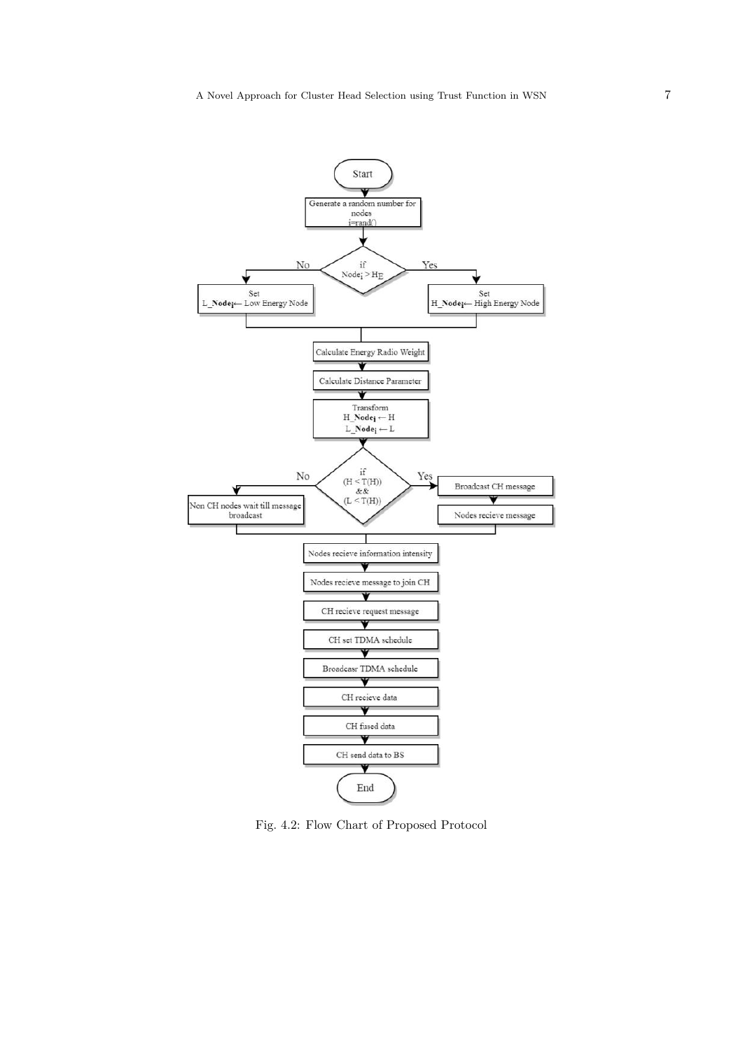Fig. 4.2: Flow Chart of Proposed Protocol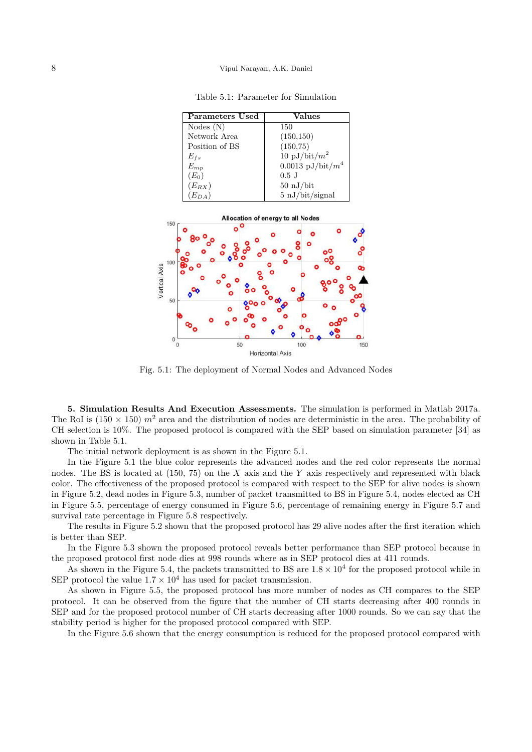Table 5.1: Parameter for Simulation

| Parameters Used | Values |
|---|---|
| Nodes (N) | 150 |
| Network Area | (150,150) |
| Position of BS | (150,75) |
| $E_{fs}$ | 10 pJ/bit/$m^2$ |
| $E_{mp}$ | 0.0013 pJ/bit/$m^4$ |
| ($E_0$) | 0.5 J |
| ($E_{RX}$) | 50 nJ/bit |
| ($E_{DA}$) | 5 nJ/bit/signal |

Fig. 5.1: The deployment of Normal Nodes and Advanced Nodes

**5. Simulation Results And Execution Assessments.** The simulation is performed in Matlab 2017a. The RoI is (150 × 150) $m^2$ area and the distribution of nodes are deterministic in the area. The probability of CH selection is 10%. The proposed protocol is compared with the SEP based on simulation parameter [34] as shown in Table 5.1.

The initial network deployment is as shown in the Figure 5.1.

In the Figure 5.1 the blue color represents the advanced nodes and the red color represents the normal nodes. The BS is located at (150, 75) on the $X$ axis and the $Y$ axis respectively and represented with black color. The effectiveness of the proposed protocol is compared with respect to the SEP for alive nodes is shown in Figure 5.2, dead nodes in Figure 5.3, number of packet transmitted to BS in Figure 5.4, nodes elected as CH in Figure 5.5, percentage of energy consumed in Figure 5.6, percentage of remaining energy in Figure 5.7 and survival rate percentage in Figure 5.8 respectively.

The results in Figure 5.2 shown that the proposed protocol has 29 alive nodes after the first iteration which is better than SEP.

In the Figure 5.3 shown the proposed protocol reveals better performance than SEP protocol because in the proposed protocol first node dies at 998 rounds where as in SEP protocol dies at 411 rounds.

As shown in the Figure 5.4, the packets transmitted to BS are $1.8 \times 10^4$ for the proposed protocol while in SEP protocol the value $1.7 \times 10^4$ has used for packet transmission.

As shown in Figure 5.5, the proposed protocol has more number of nodes as CH compares to the SEP protocol. It can be observed from the figure that the number of CH starts decreasing after 400 rounds in SEP and for the proposed protocol number of CH starts decreasing after 1000 rounds. So we can say that the stability period is higher for the proposed protocol compared with SEP.

In the Figure 5.6 shown that the energy consumption is reduced for the proposed protocol compared with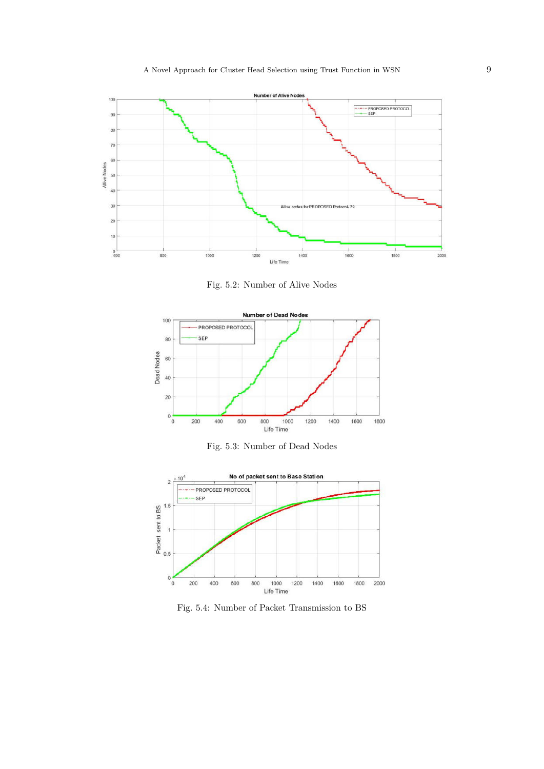Fig. 5.2: Number of Alive Nodes

Fig. 5.3: Number of Dead Nodes

Fig. 5.4: Number of Packet Transmission to BS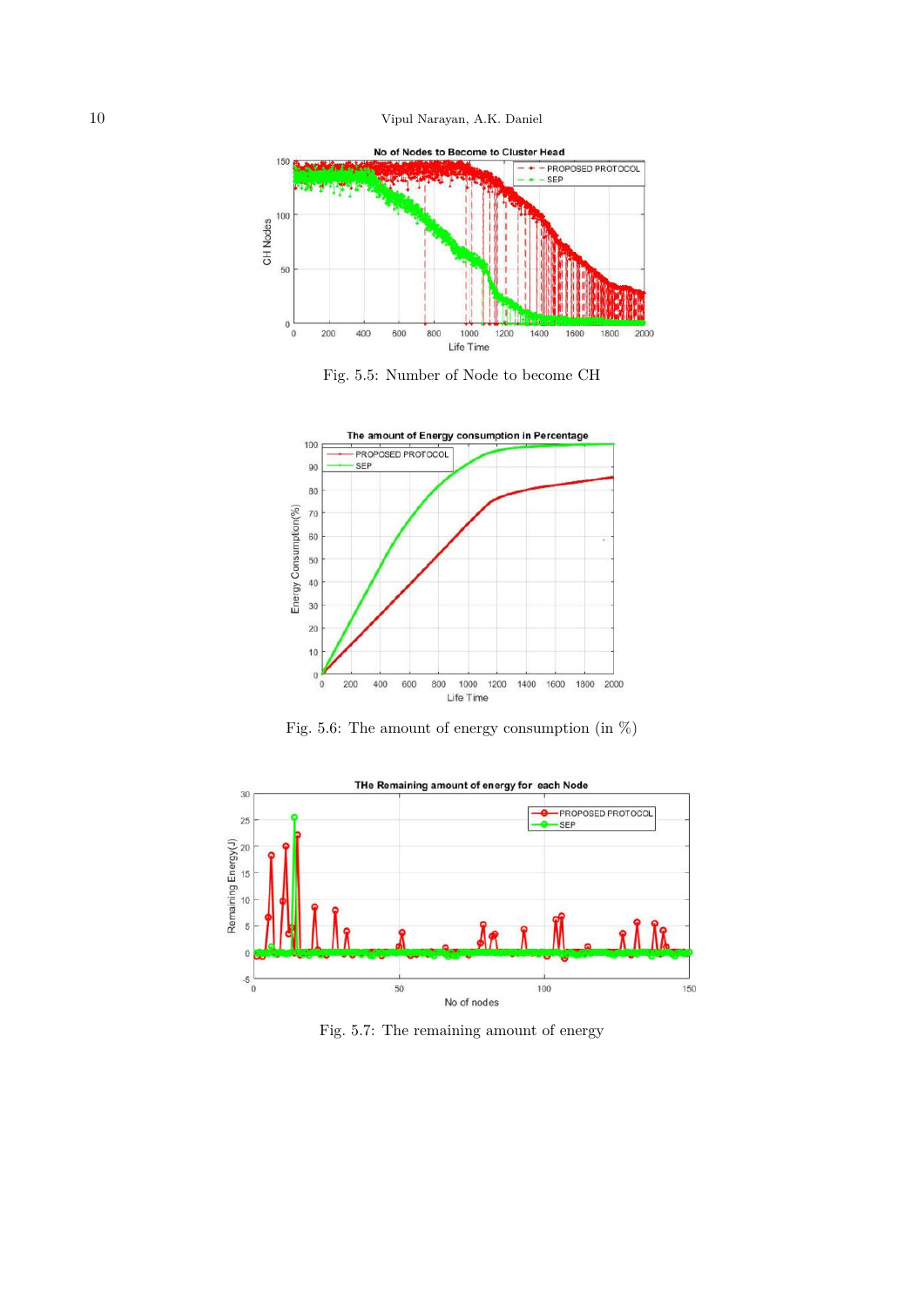Fig. 5.5: Number of Node to become CH

Fig. 5.6: The amount of energy consumption (in %)

Fig. 5.7: The remaining amount of energy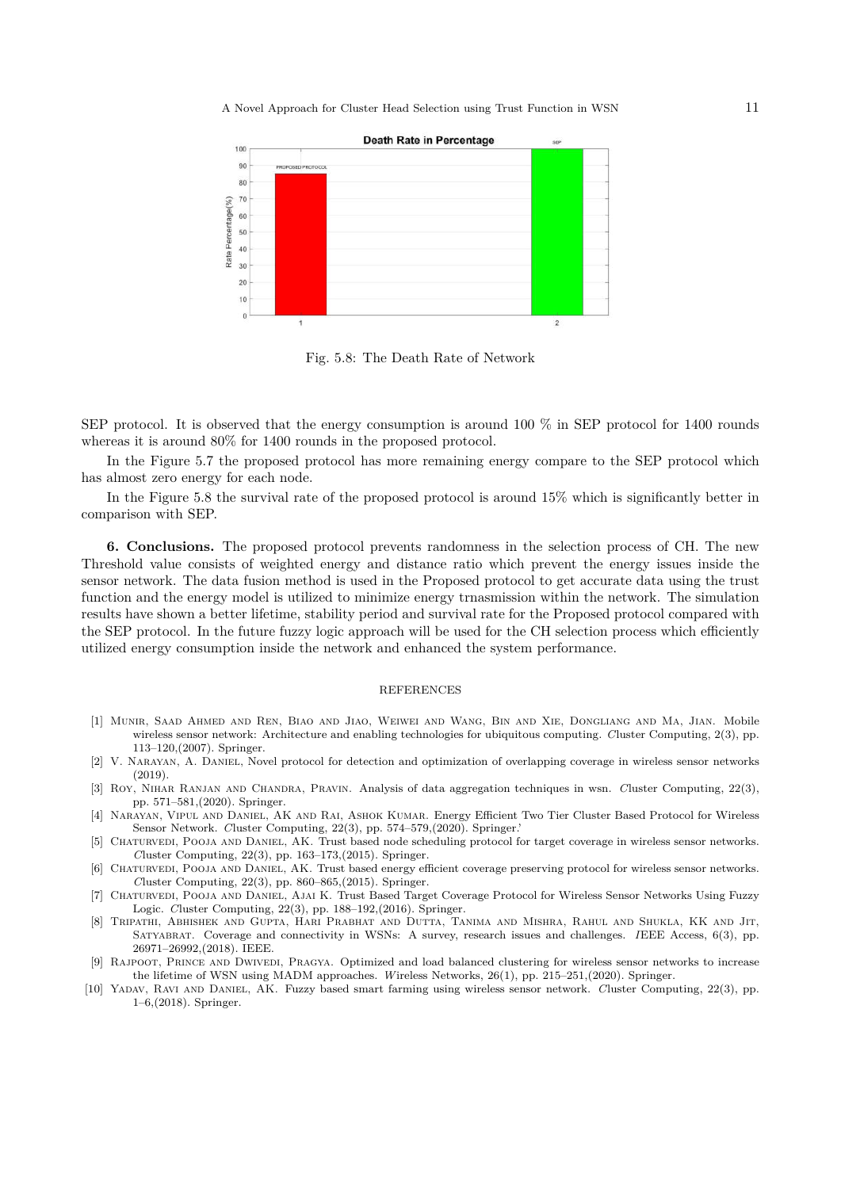Fig. 5.8: The Death Rate of Network

SEP protocol. It is observed that the energy consumption is around 100 % in SEP protocol for 1400 rounds whereas it is around 80% for 1400 rounds in the proposed protocol.

In the Figure 5.7 the proposed protocol has more remaining energy compare to the SEP protocol which has almost zero energy for each node.

In the Figure 5.8 the survival rate of the proposed protocol is around 15% which is significantly better in comparison with SEP.

**6. Conclusions.** The proposed protocol prevents randomness in the selection process of CH. The new Threshold value consists of weighted energy and distance ratio which prevent the energy issues inside the sensor network. The data fusion method is used in the Proposed protocol to get accurate data using the trust function and the energy model is utilized to minimize energy trnasmission within the network. The simulation results have shown a better lifetime, stability period and survival rate for the Proposed protocol compared with the SEP protocol. In the future fuzzy logic approach will be used for the CH selection process which efficiently utilized energy consumption inside the network and enhanced the system performance.

## REFERENCES

[1] Munir, Saad Ahmed and Ren, Biao and Jiao, Weiwei and Wang, Bin and Xie, Dongliang and Ma, Jian. Mobile wireless sensor network: Architecture and enabling technologies for ubiquitous computing. *C*luster Computing, 2(3), pp. 113–120,(2007). Springer.

[2] V. Narayan, A. Daniel, Novel protocol for detection and optimization of overlapping coverage in wireless sensor networks (2019).

[3] Roy, Nihar Ranjan and Chandra, Pravin. Analysis of data aggregation techniques in wsn. *C*luster Computing, 22(3), pp. 571–581,(2020). Springer.

[4] Narayan, Vipul and Daniel, AK and Rai, Ashok Kumar. Energy Efficient Two Tier Cluster Based Protocol for Wireless Sensor Network. *C*luster Computing, 22(3), pp. 574–579,(2020). Springer.'

[5] Chaturvedi, Pooja and Daniel, AK. Trust based node scheduling protocol for target coverage in wireless sensor networks. *C*luster Computing, 22(3), pp. 163–173,(2015). Springer.

[6] Chaturvedi, Pooja and Daniel, AK. Trust based energy efficient coverage preserving protocol for wireless sensor networks. *C*luster Computing, 22(3), pp. 860–865,(2015). Springer.

[7] Chaturvedi, Pooja and Daniel, Ajai K. Trust Based Target Coverage Protocol for Wireless Sensor Networks Using Fuzzy Logic. *C*luster Computing, 22(3), pp. 188–192,(2016). Springer.

[8] Tripathi, Abhishek and Gupta, Hari Prabhat and Dutta, Tanima and Mishra, Rahul and Shukla, KK and Jit, Satyabrat. Coverage and connectivity in WSNs: A survey, research issues and challenges. *I*EEE Access, 6(3), pp. 26971–26992,(2018). IEEE.

[9] Rajpoot, Prince and Dwivedi, Pragya. Optimized and load balanced clustering for wireless sensor networks to increase the lifetime of WSN using MADM approaches. *W*ireless Networks, 26(1), pp. 215–251,(2020). Springer.

[10] Yadav, Ravi and Daniel, AK. Fuzzy based smart farming using wireless sensor network. *C*luster Computing, 22(3), pp. 1–6,(2018). Springer.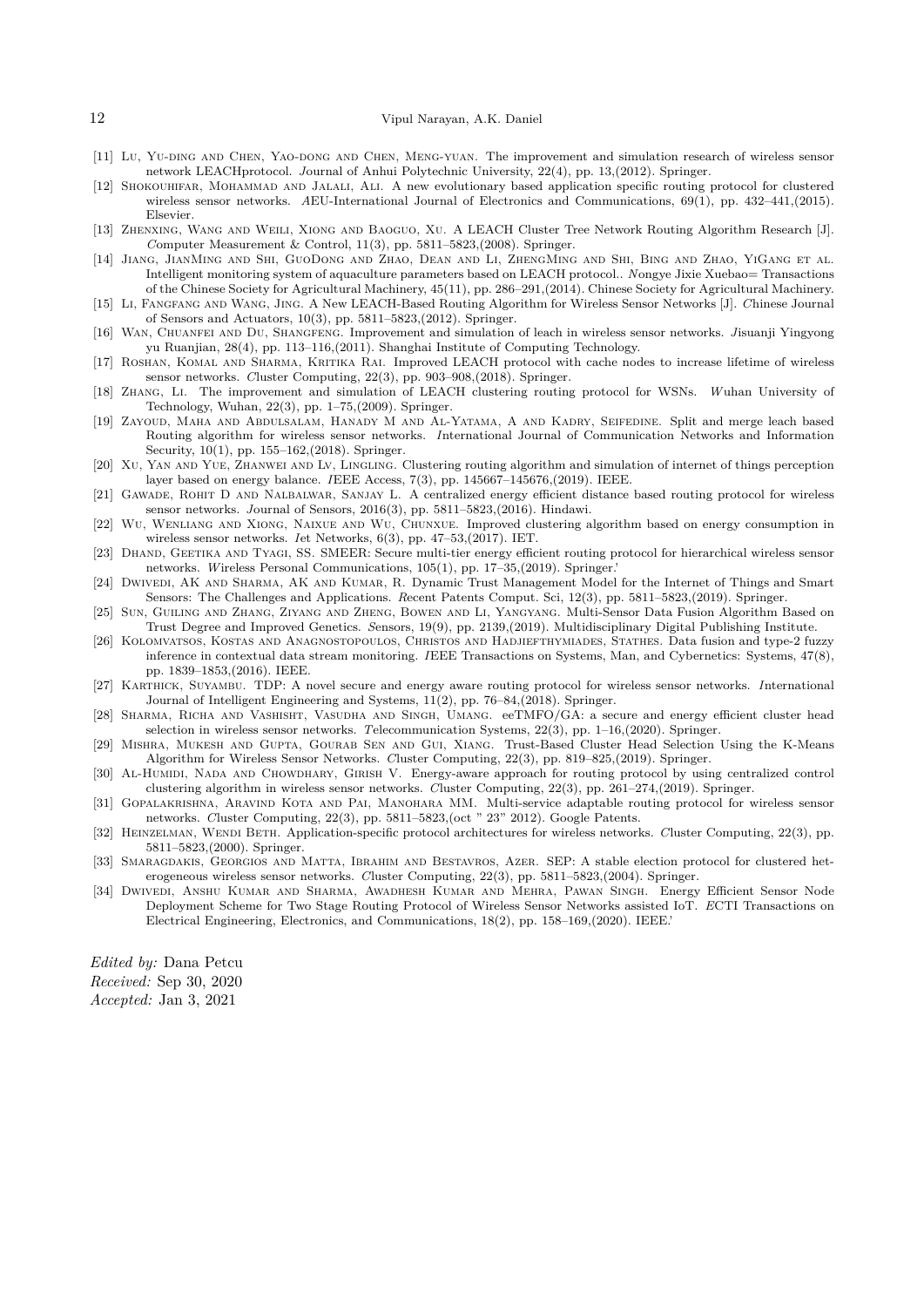[11] Lu, Yu-ding and Chen, Yao-dong and Chen, Meng-yuan. The improvement and simulation research of wireless sensor network LEACHprotocol. *J*ournal of Anhui Polytechnic University, 22(4), pp. 13,(2012). Springer.

[12] Shokouhifar, Mohammad and Jalali, Ali. A new evolutionary based application specific routing protocol for clustered wireless sensor networks. *A*EU-International Journal of Electronics and Communications, 69(1), pp. 432–441,(2015). Elsevier.

[13] Zhenxing, Wang and Weili, Xiong and Baoguo, Xu. A LEACH Cluster Tree Network Routing Algorithm Research [J]. *C*omputer Measurement & Control, 11(3), pp. 5811–5823,(2008). Springer.

[14] Jiang, JianMing and Shi, GuoDong and Zhao, Dean and Li, ZhengMing and Shi, Bing and Zhao, YiGang et al. Intelligent monitoring system of aquaculture parameters based on LEACH protocol.. *N*ongye Jixie Xuebao= Transactions of the Chinese Society for Agricultural Machinery, 45(11), pp. 286–291,(2014). Chinese Society for Agricultural Machinery.

[15] Li, Fangfang and Wang, Jing. A New LEACH-Based Routing Algorithm for Wireless Sensor Networks [J]. *C*hinese Journal of Sensors and Actuators, 10(3), pp. 5811–5823,(2012). Springer.

[16] Wan, Chuanfei and Du, Shangfeng. Improvement and simulation of leach in wireless sensor networks. *J*isuanji Yingyong yu Ruanjian, 28(4), pp. 113–116,(2011). Shanghai Institute of Computing Technology.

[17] Roshan, Komal and Sharma, Kritika Rai. Improved LEACH protocol with cache nodes to increase lifetime of wireless sensor networks. *C*luster Computing, 22(3), pp. 903–908,(2018). Springer.

[18] Zhang, Li. The improvement and simulation of LEACH clustering routing protocol for WSNs. *W*uhan University of Technology, Wuhan, 22(3), pp. 1–75,(2009). Springer.

[19] Zayoud, Maha and Abdulsalam, Hanady M and Al-Yatama, A and Kadry, Seifedine. Split and merge leach based Routing algorithm for wireless sensor networks. *I*nternational Journal of Communication Networks and Information Security, 10(1), pp. 155–162,(2018). Springer.

[20] Xu, Yan and Yue, Zhanwei and Lv, Lingling. Clustering routing algorithm and simulation of internet of things perception layer based on energy balance. *I*EEE Access, 7(3), pp. 145667–145676,(2019). IEEE.

[21] Gawade, Rohit D and Nalbalwar, Sanjay L. A centralized energy efficient distance based routing protocol for wireless sensor networks. *J*ournal of Sensors, 2016(3), pp. 5811–5823,(2016). Hindawi.

[22] Wu, Wenliang and Xiong, Naixue and Wu, Chunxue. Improved clustering algorithm based on energy consumption in wireless sensor networks. *I*et Networks, 6(3), pp. 47–53,(2017). IET.

[23] Dhand, Geetika and Tyagi, SS. SMEER: Secure multi-tier energy efficient routing protocol for hierarchical wireless sensor networks. *W*ireless Personal Communications, 105(1), pp. 17–35,(2019). Springer.'

[24] Dwivedi, AK and Sharma, AK and Kumar, R. Dynamic Trust Management Model for the Internet of Things and Smart Sensors: The Challenges and Applications. *R*ecent Patents Comput. Sci, 12(3), pp. 5811–5823,(2019). Springer.

[25] Sun, Guiling and Zhang, Ziyang and Zheng, Bowen and Li, Yangyang. Multi-Sensor Data Fusion Algorithm Based on Trust Degree and Improved Genetics. *S*ensors, 19(9), pp. 2139,(2019). Multidisciplinary Digital Publishing Institute.

[26] Kolomvatsos, Kostas and Anagnostopoulos, Christos and Hadjiefthymiades, Stathes. Data fusion and type-2 fuzzy inference in contextual data stream monitoring. *I*EEE Transactions on Systems, Man, and Cybernetics: Systems, 47(8), pp. 1839–1853,(2016). IEEE.

[27] Karthick, Suyambu. TDP: A novel secure and energy aware routing protocol for wireless sensor networks. *I*nternational Journal of Intelligent Engineering and Systems, 11(2), pp. 76–84,(2018). Springer.

[28] Sharma, Richa and Vashisht, Vasudha and Singh, Umang. eeTMFO/GA: a secure and energy efficient cluster head selection in wireless sensor networks. *T*elecommunication Systems, 22(3), pp. 1–16,(2020). Springer.

[29] Mishra, Mukesh and Gupta, Gourab Sen and Gui, Xiang. Trust-Based Cluster Head Selection Using the K-Means Algorithm for Wireless Sensor Networks. *C*luster Computing, 22(3), pp. 819–825,(2019). Springer.

[30] Al-Humidi, Nada and Chowdhary, Girish V. Energy-aware approach for routing protocol by using centralized control clustering algorithm in wireless sensor networks. *C*luster Computing, 22(3), pp. 261–274,(2019). Springer.

[31] Gopalakrishna, Aravind Kota and Pai, Manohara MM. Multi-service adaptable routing protocol for wireless sensor networks. *C*luster Computing, 22(3), pp. 5811–5823,(oct " 23" 2012). Google Patents.

[32] Heinzelman, Wendi Beth. Application-specific protocol architectures for wireless networks. *C*luster Computing, 22(3), pp. 5811–5823,(2000). Springer.

[33] Smaragdakis, Georgios and Matta, Ibrahim and Bestavros, Azer. SEP: A stable election protocol for clustered heterogeneous wireless sensor networks. *C*luster Computing, 22(3), pp. 5811–5823,(2004). Springer.

[34] Dwivedi, Anshu Kumar and Sharma, Awadhesh Kumar and Mehra, Pawan Singh. Energy Efficient Sensor Node Deployment Scheme for Two Stage Routing Protocol of Wireless Sensor Networks assisted IoT. *E*CTI Transactions on Electrical Engineering, Electronics, and Communications, 18(2), pp. 158–169,(2020). IEEE.'

*Edited by:* Dana Petcu
*Received:* Sep 30, 2020
*Accepted:* Jan 3, 2021